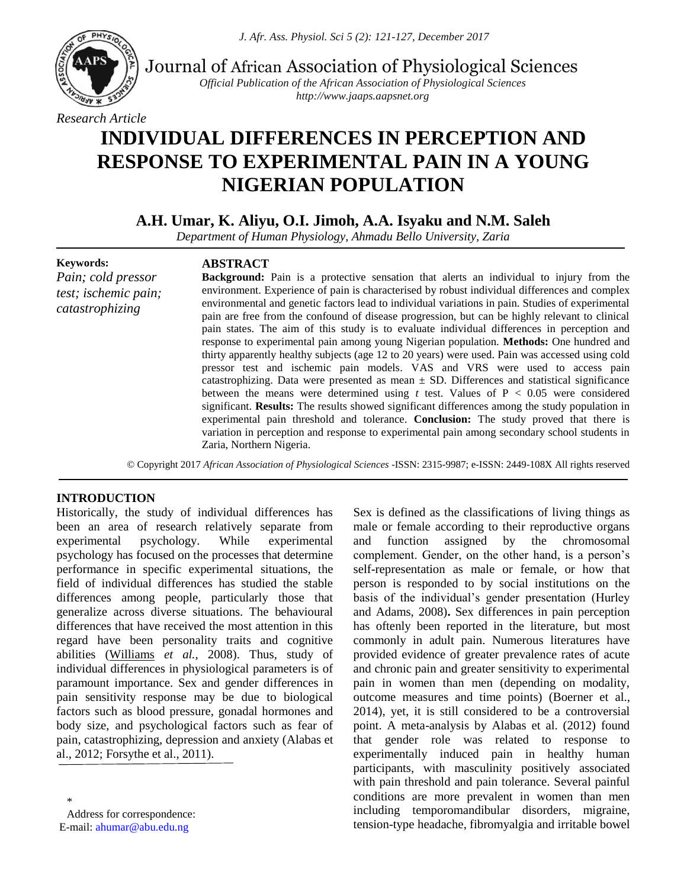Journal of African Association of Physiological Sciences

*Official Publication of the African Association of Physiological Sciences*
*http://www.jaaps.aapsnet.org*

*Research Article*

# INDIVIDUAL DIFFERENCES IN PERCEPTION AND RESPONSE TO EXPERIMENTAL PAIN IN A YOUNG NIGERIAN POPULATION

**A.H. Umar, K. Aliyu, O.I. Jimoh, A.A. Isyaku and N.M. Saleh**

*Department of Human Physiology, Ahmadu Bello University, Zaria*

**Keywords:**
*Pain; cold pressor test; ischemic pain; catastrophizing*

## ABSTRACT

**Background:** Pain is a protective sensation that alerts an individual to injury from the environment. Experience of pain is characterised by robust individual differences and complex environmental and genetic factors lead to individual variations in pain. Studies of experimental pain are free from the confound of disease progression, but can be highly relevant to clinical pain states. The aim of this study is to evaluate individual differences in perception and response to experimental pain among young Nigerian population. **Methods:** One hundred and thirty apparently healthy subjects (age 12 to 20 years) were used. Pain was accessed using cold pressor test and ischemic pain models. VAS and VRS were used to access pain catastrophizing. Data were presented as mean ± SD. Differences and statistical significance between the means were determined using *t* test. Values of $P < 0.05$ were considered significant. **Results:** The results showed significant differences among the study population in experimental pain threshold and tolerance. **Conclusion:** The study proved that there is variation in perception and response to experimental pain among secondary school students in Zaria, Northern Nigeria.

© Copyright 2017 *African Association of Physiological Sciences* -ISSN: 2315-9987; e-ISSN: 2449-108X All rights reserved

## INTRODUCTION

Historically, the study of individual differences has been an area of research relatively separate from experimental psychology. While experimental psychology has focused on the processes that determine performance in specific experimental situations, the field of individual differences has studied the stable differences among people, particularly those that generalize across diverse situations. The behavioural differences that have received the most attention in this regard have been personality traits and cognitive abilities (Williams *et al.,* 2008). Thus, study of individual differences in physiological parameters is of paramount importance. Sex and gender differences in pain sensitivity response may be due to biological factors such as blood pressure, gonadal hormones and body size, and psychological factors such as fear of pain, catastrophizing, depression and anxiety (Alabas et al., 2012; Forsythe et al., 2011).

Sex is defined as the classifications of living things as male or female according to their reproductive organs and function assigned by the chromosomal complement. Gender, on the other hand, is a person's self-representation as male or female, or how that person is responded to by social institutions on the basis of the individual's gender presentation (Hurley and Adams, 2008)**.** Sex differences in pain perception has oftenly been reported in the literature, but most commonly in adult pain. Numerous literatures have provided evidence of greater prevalence rates of acute and chronic pain and greater sensitivity to experimental pain in women than men (depending on modality, outcome measures and time points) (Boerner et al., 2014), yet, it is still considered to be a controversial point. A meta-analysis by Alabas et al. (2012) found that gender role was related to response to experimentally induced pain in healthy human participants, with masculinity positively associated with pain threshold and pain tolerance. Several painful conditions are more prevalent in women than men including temporomandibular disorders, migraine, tension-type headache, fibromyalgia and irritable bowel

\*
Address for correspondence:
E-mail: ahumar@abu.edu.ng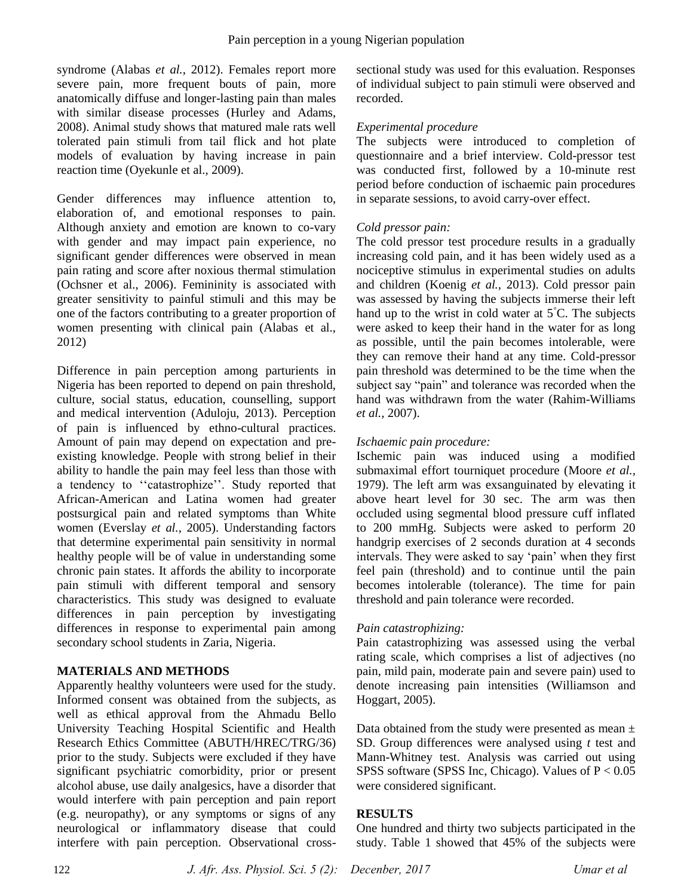syndrome (Alabas *et al.,* 2012). Females report more severe pain, more frequent bouts of pain, more anatomically diffuse and longer-lasting pain than males with similar disease processes (Hurley and Adams, 2008). Animal study shows that matured male rats well tolerated pain stimuli from tail flick and hot plate models of evaluation by having increase in pain reaction time (Oyekunle et al., 2009).

Gender differences may influence attention to, elaboration of, and emotional responses to pain. Although anxiety and emotion are known to co-vary with gender and may impact pain experience, no significant gender differences were observed in mean pain rating and score after noxious thermal stimulation (Ochsner et al., 2006). Femininity is associated with greater sensitivity to painful stimuli and this may be one of the factors contributing to a greater proportion of women presenting with clinical pain (Alabas et al., 2012)

Difference in pain perception among parturients in Nigeria has been reported to depend on pain threshold, culture, social status, education, counselling, support and medical intervention (Aduloju, 2013). Perception of pain is influenced by ethno-cultural practices. Amount of pain may depend on expectation and pre-existing knowledge. People with strong belief in their ability to handle the pain may feel less than those with a tendency to ''catastrophize''. Study reported that African-American and Latina women had greater postsurgical pain and related symptoms than White women (Everslay *et al.,* 2005). Understanding factors that determine experimental pain sensitivity in normal healthy people will be of value in understanding some chronic pain states. It affords the ability to incorporate pain stimuli with different temporal and sensory characteristics. This study was designed to evaluate differences in pain perception by investigating differences in response to experimental pain among secondary school students in Zaria, Nigeria.

## MATERIALS AND METHODS

Apparently healthy volunteers were used for the study. Informed consent was obtained from the subjects, as well as ethical approval from the Ahmadu Bello University Teaching Hospital Scientific and Health Research Ethics Committee (ABUTH/HREC/TRG/36) prior to the study. Subjects were excluded if they have significant psychiatric comorbidity, prior or present alcohol abuse, use daily analgesics, have a disorder that would interfere with pain perception and pain report (e.g. neuropathy), or any symptoms or signs of any neurological or inflammatory disease that could interfere with pain perception. Observational cross-sectional study was used for this evaluation. Responses of individual subject to pain stimuli were observed and recorded.

*Experimental procedure*

The subjects were introduced to completion of questionnaire and a brief interview. Cold-pressor test was conducted first, followed by a 10-minute rest period before conduction of ischaemic pain procedures in separate sessions, to avoid carry-over effect.

*Cold pressor pain:*

The cold pressor test procedure results in a gradually increasing cold pain, and it has been widely used as a nociceptive stimulus in experimental studies on adults and children (Koenig *et al.,* 2013). Cold pressor pain was assessed by having the subjects immerse their left hand up to the wrist in cold water at 5˚C. The subjects were asked to keep their hand in the water for as long as possible, until the pain becomes intolerable, were they can remove their hand at any time. Cold-pressor pain threshold was determined to be the time when the subject say "pain" and tolerance was recorded when the hand was withdrawn from the water (Rahim-Williams *et al.,* 2007).

*Ischaemic pain procedure:*

Ischemic pain was induced using a modified submaximal effort tourniquet procedure (Moore *et al.,* 1979). The left arm was exsanguinated by elevating it above heart level for 30 sec. The arm was then occluded using segmental blood pressure cuff inflated to 200 mmHg. Subjects were asked to perform 20 handgrip exercises of 2 seconds duration at 4 seconds intervals. They were asked to say 'pain' when they first feel pain (threshold) and to continue until the pain becomes intolerable (tolerance). The time for pain threshold and pain tolerance were recorded.

*Pain catastrophizing:*

Pain catastrophizing was assessed using the verbal rating scale, which comprises a list of adjectives (no pain, mild pain, moderate pain and severe pain) used to denote increasing pain intensities (Williamson and Hoggart, 2005).

Data obtained from the study were presented as mean ± SD. Group differences were analysed using *t* test and Mann-Whitney test. Analysis was carried out using SPSS software (SPSS Inc, Chicago). Values of $P < 0.05$ were considered significant.

## RESULTS

One hundred and thirty two subjects participated in the study. Table 1 showed that 45% of the subjects were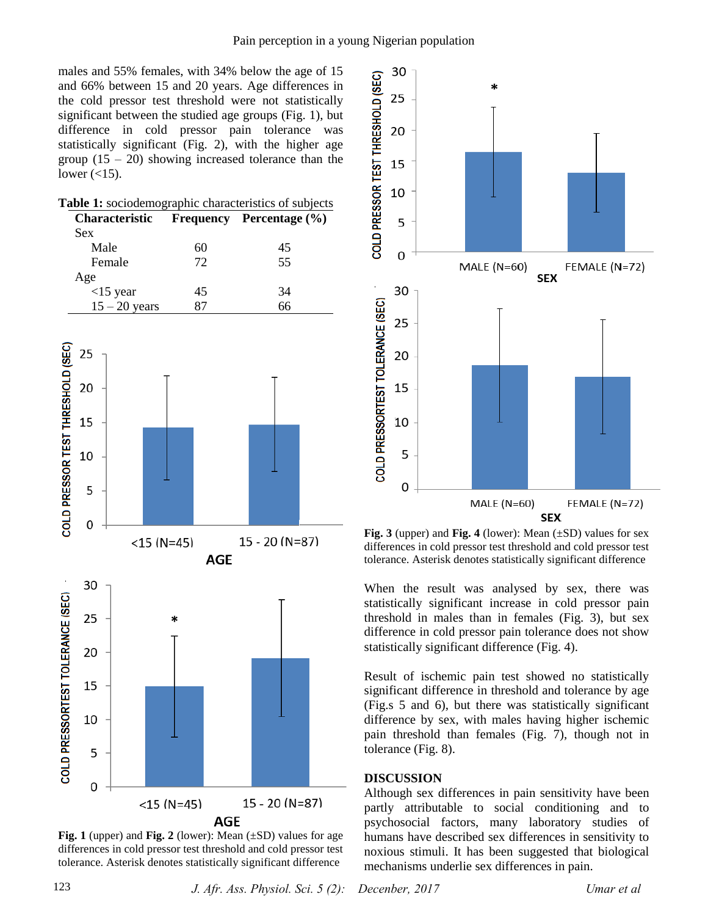males and 55% females, with 34% below the age of 15 and 66% between 15 and 20 years. Age differences in the cold pressor test threshold were not statistically significant between the studied age groups (Fig. 1), but difference in cold pressor pain tolerance was statistically significant (Fig. 2), with the higher age group (15 – 20) showing increased tolerance than the lower (<15).

**Table 1:** sociodemographic characteristics of subjects

| Characteristic | Frequency | Percentage (%) |
|---|---|---|
| Sex | | |
| Male | 60 | 45 |
| Female | 72 | 55 |
| Age | | |
| <15 year | 45 | 34 |
| 15 – 20 years | 87 | 66 |

**Fig. 1** (upper) and **Fig. 2** (lower): Mean (±SD) values for age differences in cold pressor test threshold and cold pressor test tolerance. Asterisk denotes statistically significant difference

**Fig. 3** (upper) and **Fig. 4** (lower): Mean (±SD) values for sex differences in cold pressor test threshold and cold pressor test tolerance. Asterisk denotes statistically significant difference

When the result was analysed by sex, there was statistically significant increase in cold pressor pain threshold in males than in females (Fig. 3), but sex difference in cold pressor pain tolerance does not show statistically significant difference (Fig. 4).

Result of ischemic pain test showed no statistically significant difference in threshold and tolerance by age (Fig.s 5 and 6), but there was statistically significant difference by sex, with males having higher ischemic pain threshold than females (Fig. 7), though not in tolerance (Fig. 8).

## DISCUSSION

Although sex differences in pain sensitivity have been partly attributable to social conditioning and to psychosocial factors, many laboratory studies of humans have described sex differences in sensitivity to noxious stimuli. It has been suggested that biological mechanisms underlie sex differences in pain.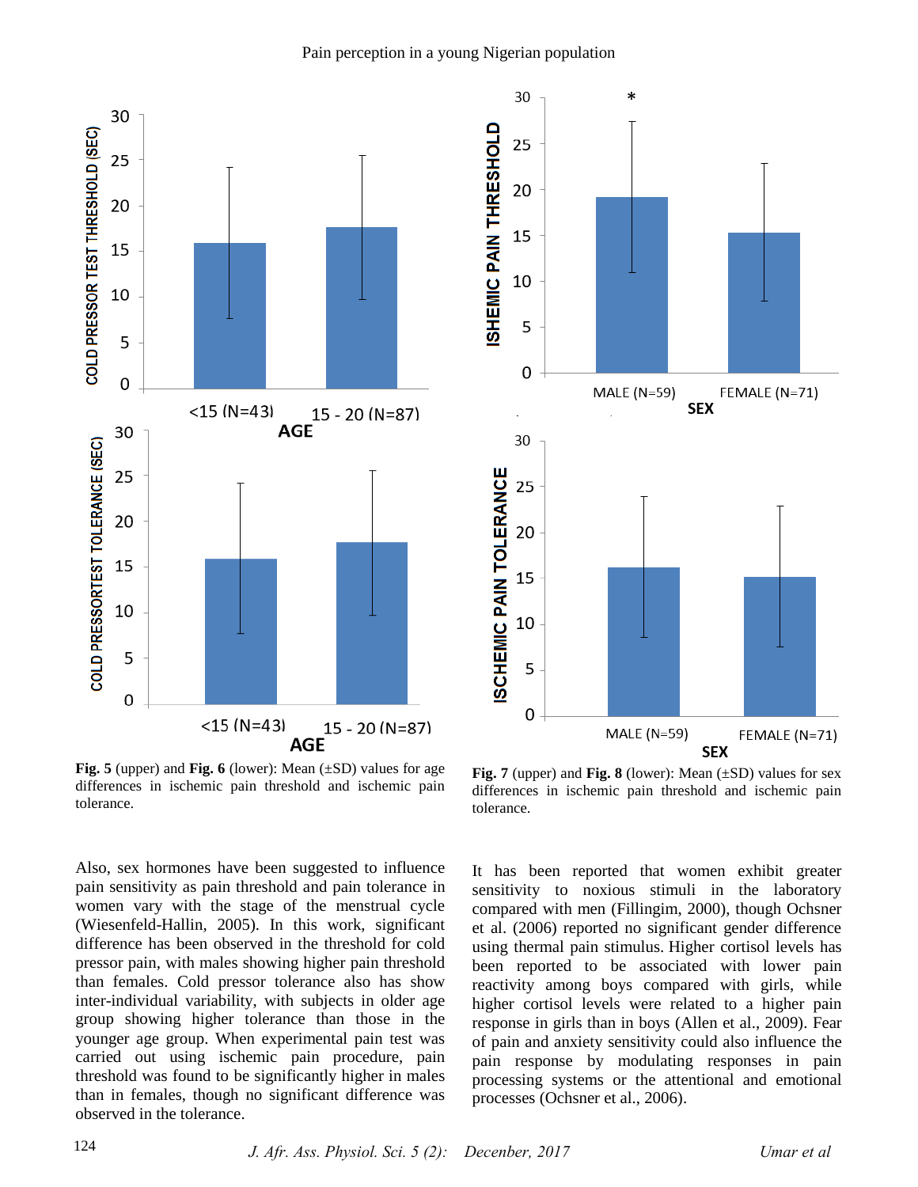**Fig. 5** (upper) and **Fig. 6** (lower): Mean (±SD) values for age differences in ischemic pain threshold and ischemic pain tolerance.

**Fig. 7** (upper) and **Fig. 8** (lower): Mean (±SD) values for sex differences in ischemic pain threshold and ischemic pain tolerance.

Also, sex hormones have been suggested to influence pain sensitivity as pain threshold and pain tolerance in women vary with the stage of the menstrual cycle (Wiesenfeld-Hallin, 2005). In this work, significant difference has been observed in the threshold for cold pressor pain, with males showing higher pain threshold than females. Cold pressor tolerance also has show inter-individual variability, with subjects in older age group showing higher tolerance than those in the younger age group. When experimental pain test was carried out using ischemic pain procedure, pain threshold was found to be significantly higher in males than in females, though no significant difference was observed in the tolerance.

It has been reported that women exhibit greater sensitivity to noxious stimuli in the laboratory compared with men (Fillingim, 2000), though Ochsner et al. (2006) reported no significant gender difference using thermal pain stimulus. Higher cortisol levels has been reported to be associated with lower pain reactivity among boys compared with girls, while higher cortisol levels were related to a higher pain response in girls than in boys (Allen et al., 2009). Fear of pain and anxiety sensitivity could also influence the pain response by modulating responses in pain processing systems or the attentional and emotional processes (Ochsner et al., 2006).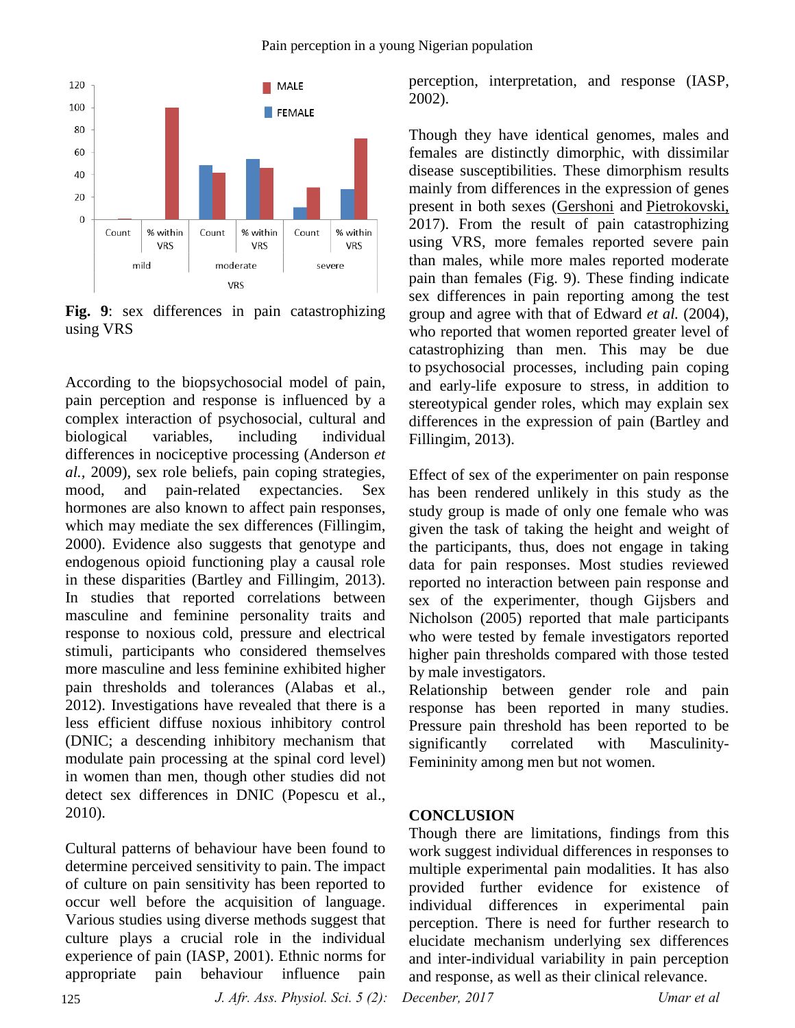**Fig. 9**: sex differences in pain catastrophizing using VRS

According to the biopsychosocial model of pain, pain perception and response is influenced by a complex interaction of psychosocial, cultural and biological variables, including individual differences in nociceptive processing (Anderson *et al.*, 2009), sex role beliefs, pain coping strategies, mood, and pain-related expectancies. Sex hormones are also known to affect pain responses, which may mediate the sex differences (Fillingim, 2000). Evidence also suggests that genotype and endogenous opioid functioning play a causal role in these disparities (Bartley and Fillingim, 2013). In studies that reported correlations between masculine and feminine personality traits and response to noxious cold, pressure and electrical stimuli, participants who considered themselves more masculine and less feminine exhibited higher pain thresholds and tolerances (Alabas et al., 2012). Investigations have revealed that there is a less efficient diffuse noxious inhibitory control (DNIC; a descending inhibitory mechanism that modulate pain processing at the spinal cord level) in women than men, though other studies did not detect sex differences in DNIC (Popescu et al., 2010).

Cultural patterns of behaviour have been found to determine perceived sensitivity to pain. The impact of culture on pain sensitivity has been reported to occur well before the acquisition of language. Various studies using diverse methods suggest that culture plays a crucial role in the individual experience of pain (IASP, 2001). Ethnic norms for appropriate pain behaviour influence pain perception, interpretation, and response (IASP, 2002).

Though they have identical genomes, males and females are distinctly dimorphic, with dissimilar disease susceptibilities. These dimorphism results mainly from differences in the expression of genes present in both sexes (Gershoni and Pietrokovski, 2017). From the result of pain catastrophizing using VRS, more females reported severe pain than males, while more males reported moderate pain than females (Fig. 9). These finding indicate sex differences in pain reporting among the test group and agree with that of Edward *et al.* (2004), who reported that women reported greater level of catastrophizing than men. This may be due to psychosocial processes, including pain coping and early-life exposure to stress, in addition to stereotypical gender roles, which may explain sex differences in the expression of pain (Bartley and Fillingim, 2013).

Effect of sex of the experimenter on pain response has been rendered unlikely in this study as the study group is made of only one female who was given the task of taking the height and weight of the participants, thus, does not engage in taking data for pain responses. Most studies reviewed reported no interaction between pain response and sex of the experimenter, though Gijsbers and Nicholson (2005) reported that male participants who were tested by female investigators reported higher pain thresholds compared with those tested by male investigators.

Relationship between gender role and pain response has been reported in many studies. Pressure pain threshold has been reported to be significantly correlated with Masculinity-Femininity among men but not women.

## CONCLUSION

Though there are limitations, findings from this work suggest individual differences in responses to multiple experimental pain modalities. It has also provided further evidence for existence of individual differences in experimental pain perception. There is need for further research to elucidate mechanism underlying sex differences and inter-individual variability in pain perception and response, as well as their clinical relevance.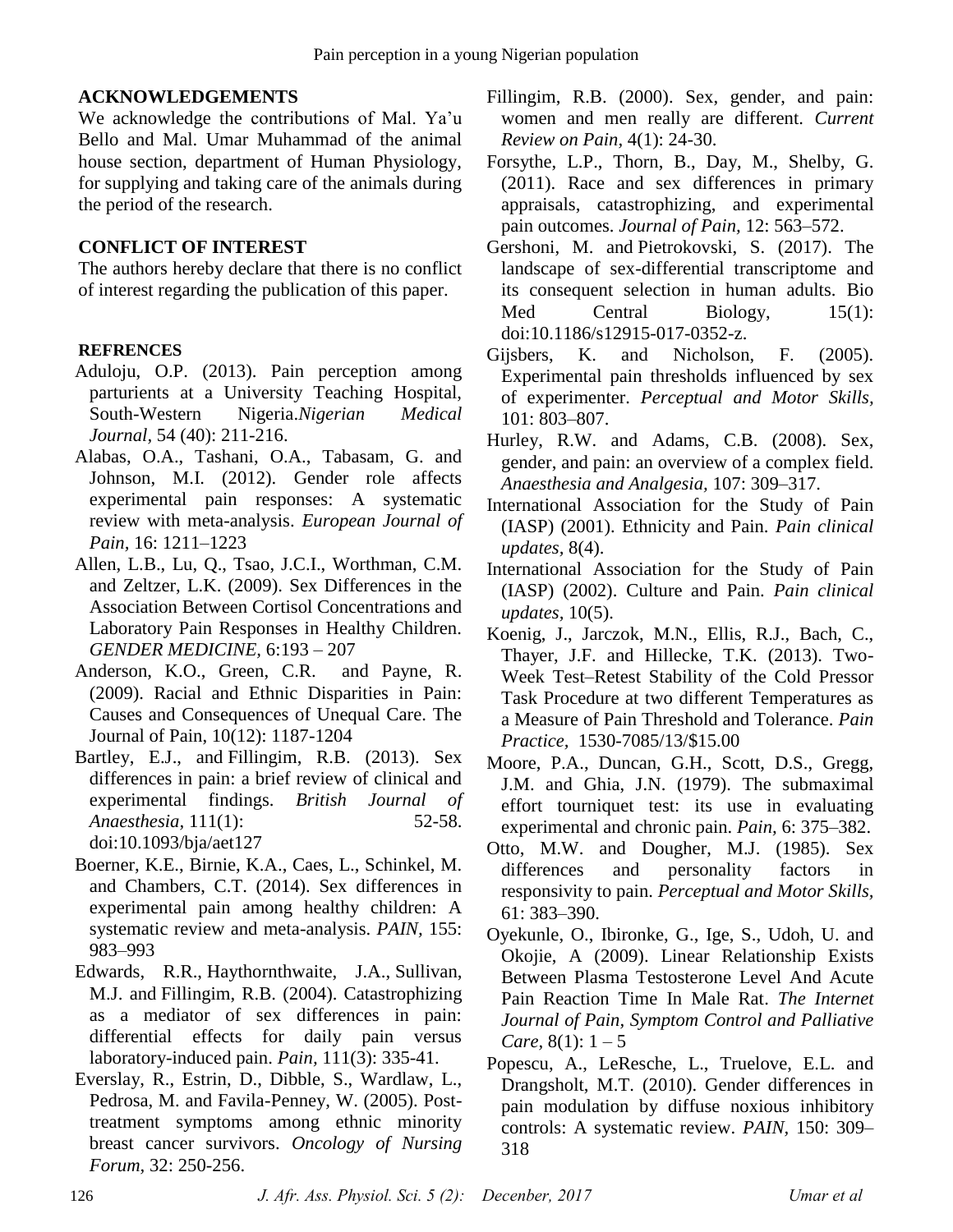## ACKNOWLEDGEMENTS

We acknowledge the contributions of Mal. Ya'u Bello and Mal. Umar Muhammad of the animal house section, department of Human Physiology, for supplying and taking care of the animals during the period of the research.

## CONFLICT OF INTEREST

The authors hereby declare that there is no conflict of interest regarding the publication of this paper.

## REFRENCES

Aduloju, O.P. (2013). Pain perception among parturients at a University Teaching Hospital, South-Western Nigeria.*Nigerian Medical Journal*, 54 (40): 211-216.

Alabas, O.A., Tashani, O.A., Tabasam, G. and Johnson, M.I. (2012). Gender role affects experimental pain responses: A systematic review with meta-analysis. *European Journal of Pain,* 16: 1211–1223

Allen, L.B., Lu, Q., Tsao, J.C.I., Worthman, C.M. and Zeltzer, L.K. (2009). Sex Differences in the Association Between Cortisol Concentrations and Laboratory Pain Responses in Healthy Children. *GENDER MEDICINE,* 6:193 – 207

Anderson, K.O., Green, C.R. and Payne, R. (2009). Racial and Ethnic Disparities in Pain: Causes and Consequences of Unequal Care. The Journal of Pain, 10(12): 1187-1204

Bartley, E.J., and Fillingim, R.B. (2013). Sex differences in pain: a brief review of clinical and experimental findings. *British Journal of Anaesthesia*, 111(1): 52-58. doi:10.1093/bja/aet127

Boerner, K.E., Birnie, K.A., Caes, L., Schinkel, M. and Chambers, C.T. (2014). Sex differences in experimental pain among healthy children: A systematic review and meta-analysis. *PAIN,* 155: 983–993

Edwards, R.R., Haythornthwaite, J.A., Sullivan, M.J. and Fillingim, R.B. (2004). Catastrophizing as a mediator of sex differences in pain: differential effects for daily pain versus laboratory-induced pain. *Pain,* 111(3): 335-41.

Everslay, R., Estrin, D., Dibble, S., Wardlaw, L., Pedrosa, M. and Favila-Penney, W. (2005). Post-treatment symptoms among ethnic minority breast cancer survivors. *Oncology of Nursing Forum,* 32: 250-256.

Fillingim, R.B. (2000). Sex, gender, and pain: women and men really are different. *Current Review on Pain,* 4(1): 24-30.

Forsythe, L.P., Thorn, B., Day, M., Shelby, G. (2011). Race and sex differences in primary appraisals, catastrophizing, and experimental pain outcomes. *Journal of Pain,* 12: 563–572.

Gershoni, M. and Pietrokovski, S. (2017). The landscape of sex-differential transcriptome and its consequent selection in human adults. Bio Med Central Biology, 15(1): doi:10.1186/s12915-017-0352-z.

Gijsbers, K. and Nicholson, F. (2005). Experimental pain thresholds influenced by sex of experimenter. *Perceptual and Motor Skills,* 101: 803–807.

Hurley, R.W. and Adams, C.B. (2008). Sex, gender, and pain: an overview of a complex field. *Anaesthesia and Analgesia,* 107: 309–317.

International Association for the Study of Pain (IASP) (2001). Ethnicity and Pain. *Pain clinical updates,* 8(4).

International Association for the Study of Pain (IASP) (2002). Culture and Pain. *Pain clinical updates,* 10(5).

Koenig, J., Jarczok, M.N., Ellis, R.J., Bach, C., Thayer, J.F. and Hillecke, T.K. (2013). Two-Week Test–Retest Stability of the Cold Pressor Task Procedure at two different Temperatures as a Measure of Pain Threshold and Tolerance. *Pain Practice,* 1530-7085/13/$15.00

Moore, P.A., Duncan, G.H., Scott, D.S., Gregg, J.M. and Ghia, J.N. (1979). The submaximal effort tourniquet test: its use in evaluating experimental and chronic pain. *Pain,* 6: 375–382.

Otto, M.W. and Dougher, M.J. (1985). Sex differences and personality factors in responsivity to pain. *Perceptual and Motor Skills,* 61: 383–390.

Oyekunle, O., Ibironke, G., Ige, S., Udoh, U. and Okojie, A (2009). Linear Relationship Exists Between Plasma Testosterone Level And Acute Pain Reaction Time In Male Rat. *The Internet Journal of Pain, Symptom Control and Palliative Care,* 8(1): 1 – 5

Popescu, A., LeResche, L., Truelove, E.L. and Drangsholt, M.T. (2010). Gender differences in pain modulation by diffuse noxious inhibitory controls: A systematic review. *PAIN,* 150: 309–318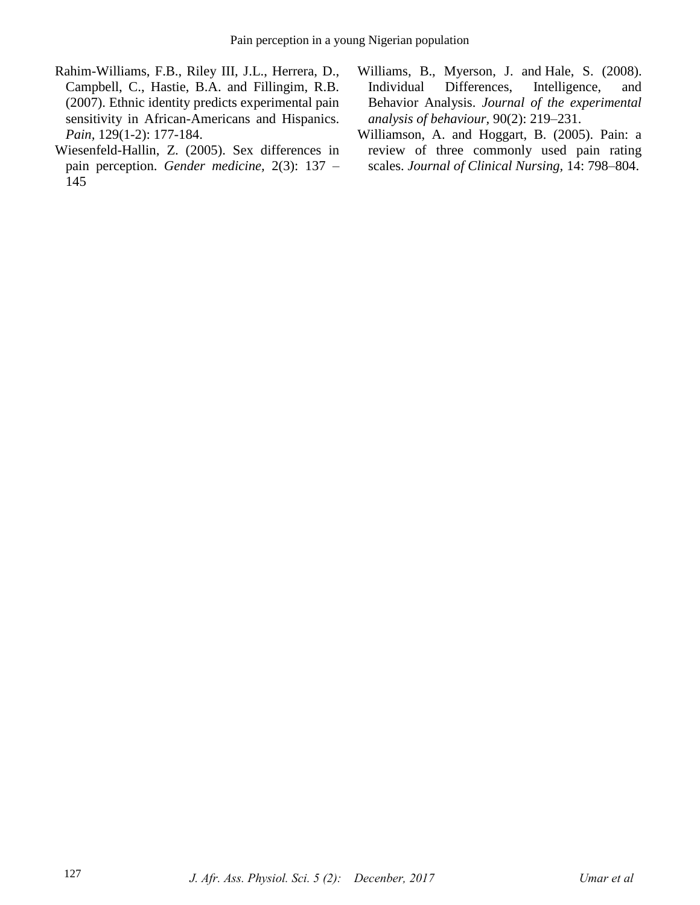Rahim-Williams, F.B., Riley III, J.L., Herrera, D., Campbell, C., Hastie, B.A. and Fillingim, R.B. (2007). Ethnic identity predicts experimental pain sensitivity in African-Americans and Hispanics. *Pain*, 129(1-2): 177-184.

Wiesenfeld-Hallin, Z. (2005). Sex differences in pain perception. *Gender medicine*, 2(3): 137 – 145

Williams, B., Myerson, J. and Hale, S. (2008). Individual Differences, Intelligence, and Behavior Analysis. *Journal of the experimental analysis of behaviour*, 90(2): 219–231.

Williamson, A. and Hoggart, B. (2005). Pain: a review of three commonly used pain rating scales. *Journal of Clinical Nursing*, 14: 798–804.